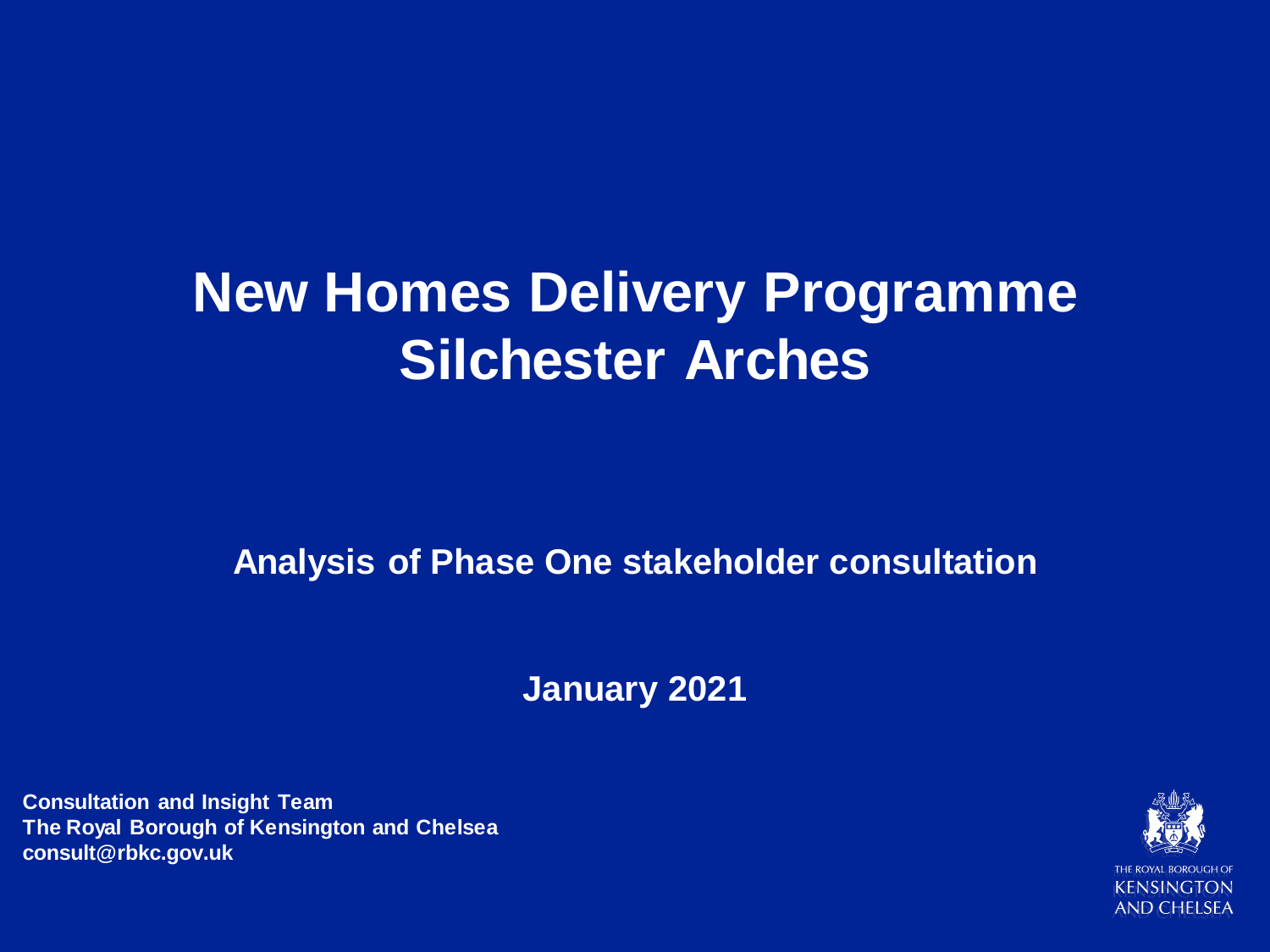# New Homes Delivery Programme
# Silchester Arches

## Analysis of Phase One stakeholder consultation

**January 2021**

**Consultation and Insight Team**
**The Royal Borough of Kensington and Chelsea**
**consult@rbkc.gov.uk**

THE ROYAL BOROUGH OF
KENSINGTON
AND CHELSEA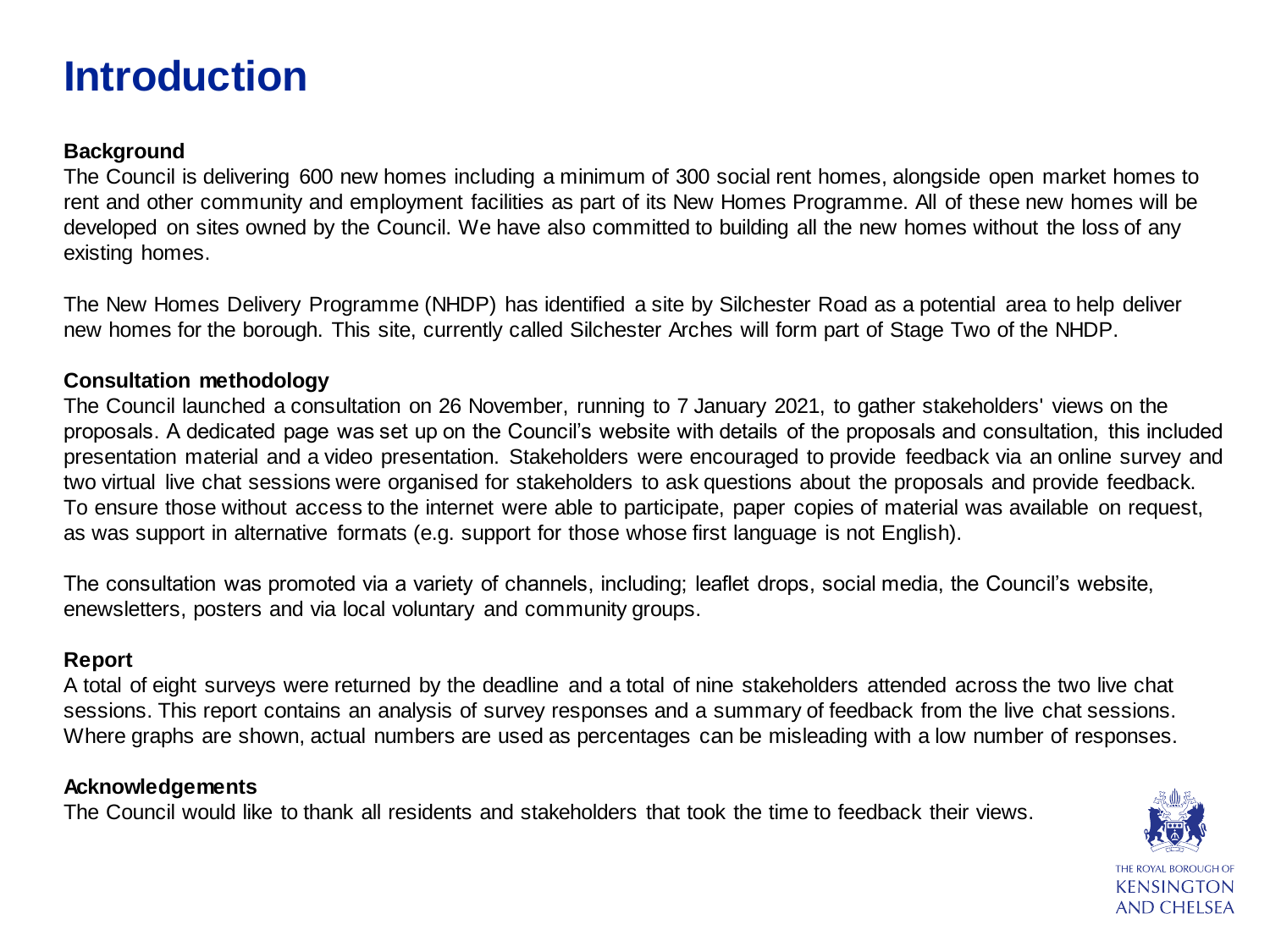# Introduction

**Background**

The Council is delivering 600 new homes including a minimum of 300 social rent homes, alongside open market homes to rent and other community and employment facilities as part of its New Homes Programme. All of these new homes will be developed on sites owned by the Council. We have also committed to building all the new homes without the loss of any existing homes.

The New Homes Delivery Programme (NHDP) has identified a site by Silchester Road as a potential area to help deliver new homes for the borough. This site, currently called Silchester Arches will form part of Stage Two of the NHDP.

**Consultation methodology**

The Council launched a consultation on 26 November, running to 7 January 2021, to gather stakeholders' views on the proposals. A dedicated page was set up on the Council's website with details of the proposals and consultation, this included presentation material and a video presentation. Stakeholders were encouraged to provide feedback via an online survey and two virtual live chat sessions were organised for stakeholders to ask questions about the proposals and provide feedback. To ensure those without access to the internet were able to participate, paper copies of material was available on request, as was support in alternative formats (e.g. support for those whose first language is not English).

The consultation was promoted via a variety of channels, including; leaflet drops, social media, the Council's website, enewsletters, posters and via local voluntary and community groups.

**Report**

A total of eight surveys were returned by the deadline and a total of nine stakeholders attended across the two live chat sessions. This report contains an analysis of survey responses and a summary of feedback from the live chat sessions. Where graphs are shown, actual numbers are used as percentages can be misleading with a low number of responses.

**Acknowledgements**

The Council would like to thank all residents and stakeholders that took the time to feedback their views.

THE ROYAL BOROUGH OF KENSINGTON AND CHELSEA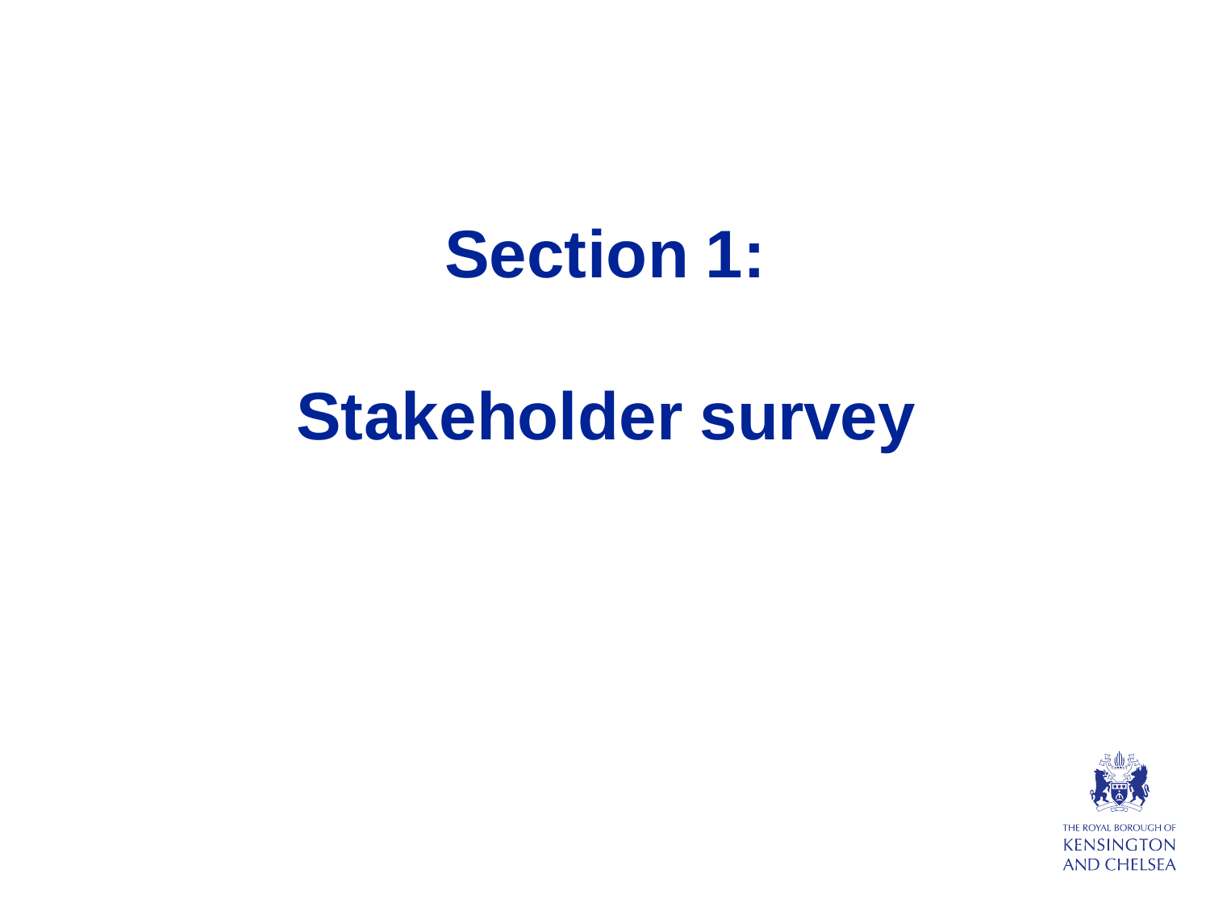# Section 1:

# Stakeholder survey

THE ROYAL BOROUGH OF
KENSINGTON
AND CHELSEA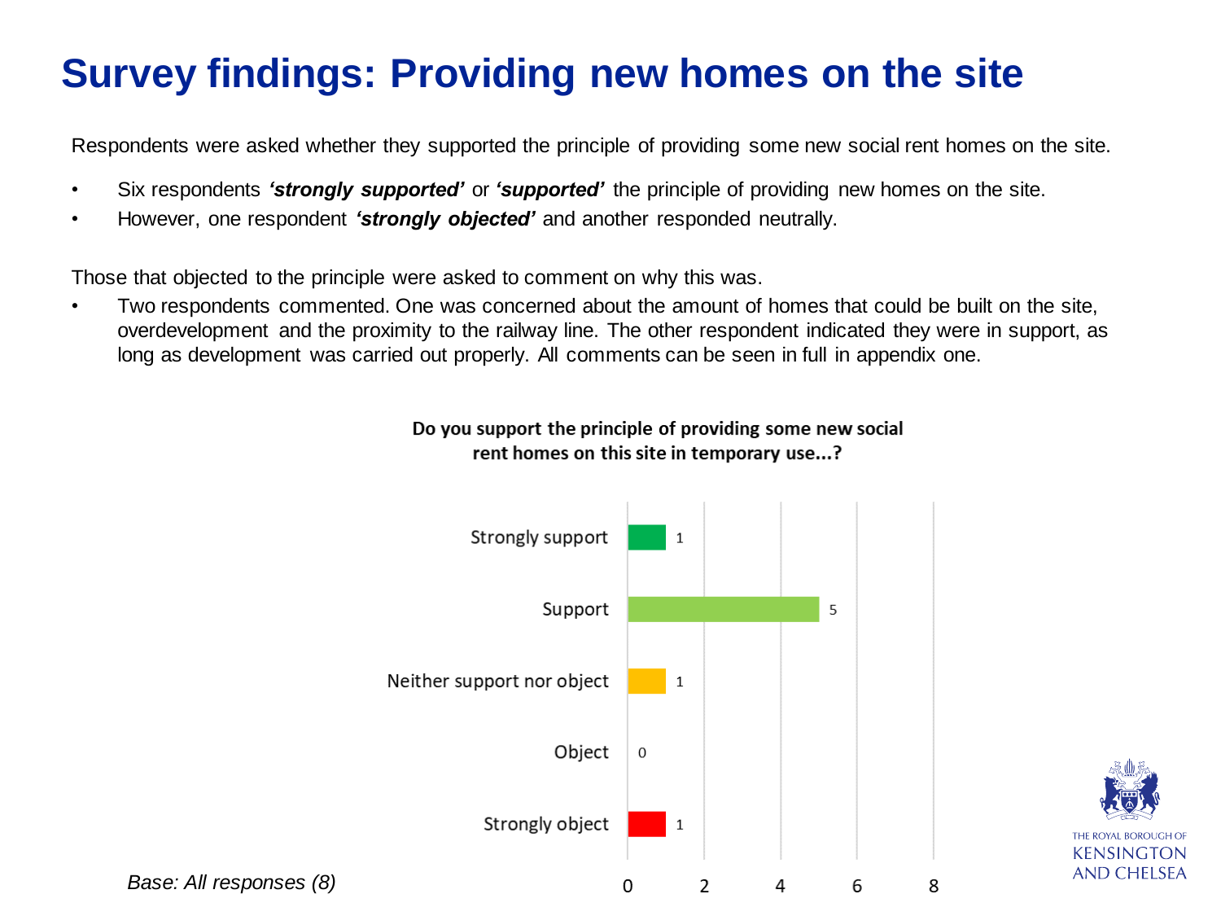# Survey findings: Providing new homes on the site

Respondents were asked whether they supported the principle of providing some new social rent homes on the site.

- Six respondents ***'strongly supported'*** or ***'supported'*** the principle of providing new homes on the site.
- However, one respondent ***'strongly objected'*** and another responded neutrally.

Those that objected to the principle were asked to comment on why this was.

- Two respondents commented. One was concerned about the amount of homes that could be built on the site, overdevelopment and the proximity to the railway line. The other respondent indicated they were in support, as long as development was carried out properly. All comments can be seen in full in appendix one.

**Do you support the principle of providing some new social rent homes on this site in temporary use...?**

| Response | Count |
| --- | --- |
| Strongly support | 1 |
| Support | 5 |
| Neither support nor object | 1 |
| Object | 0 |
| Strongly object | 1 |

*Base: All responses (8)*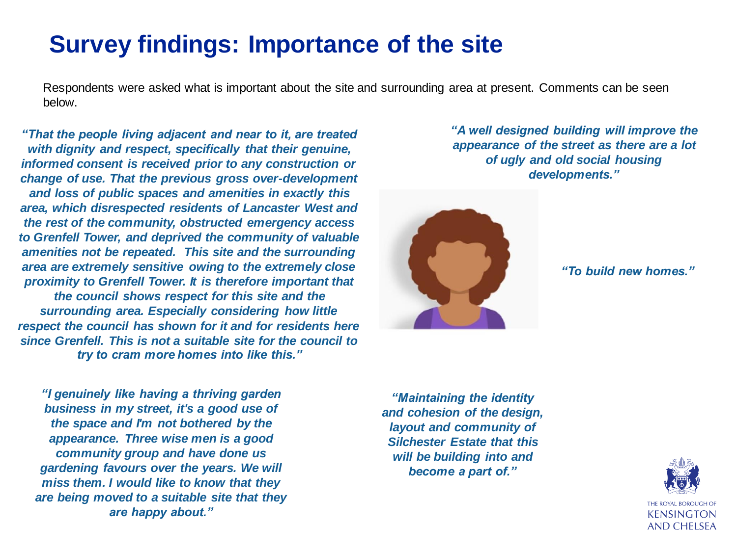# Survey findings: Importance of the site

Respondents were asked what is important about the site and surrounding area at present. Comments can be seen below.

*"That the people living adjacent and near to it, are treated with dignity and respect, specifically that their genuine, informed consent is received prior to any construction or change of use. That the previous gross over-development and loss of public spaces and amenities in exactly this area, which disrespected residents of Lancaster West and the rest of the community, obstructed emergency access to Grenfell Tower, and deprived the community of valuable amenities not be repeated. This site and the surrounding area are extremely sensitive owing to the extremely close proximity to Grenfell Tower. It is therefore important that the council shows respect for this site and the surrounding area. Especially considering how little respect the council has shown for it and for residents here since Grenfell. This is not a suitable site for the council to try to cram more homes into like this."*

*"A well designed building will improve the appearance of the street as there are a lot of ugly and old social housing developments."*

*"To build new homes."*

*"I genuinely like having a thriving garden business in my street, it's a good use of the space and I'm not bothered by the appearance. Three wise men is a good community group and have done us gardening favours over the years. We will miss them. I would like to know that they are being moved to a suitable site that they are happy about."*

*"Maintaining the identity and cohesion of the design, layout and community of Silchester Estate that this will be building into and become a part of."*

THE ROYAL BOROUGH OF KENSINGTON AND CHELSEA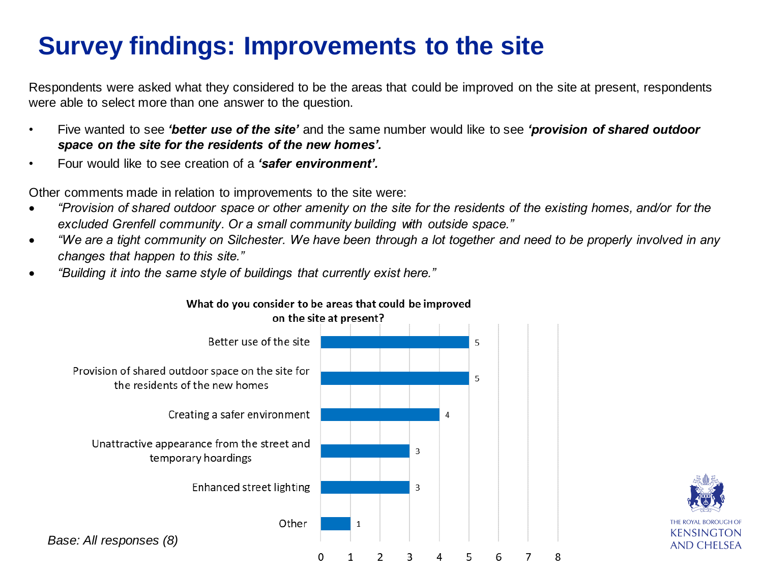# Survey findings: Improvements to the site

Respondents were asked what they considered to be the areas that could be improved on the site at present, respondents were able to select more than one answer to the question.

- Five wanted to see ***'better use of the site'*** and the same number would like to see ***'provision of shared outdoor space on the site for the residents of the new homes'.***
- Four would like to see creation of a ***'safer environment'.***

Other comments made in relation to improvements to the site were:

- *"Provision of shared outdoor space or other amenity on the site for the residents of the existing homes, and/or for the excluded Grenfell community. Or a small community building with outside space."*
- *"We are a tight community on Silchester. We have been through a lot together and need to be properly involved in any changes that happen to this site."*
- *"Building it into the same style of buildings that currently exist here."*

**What do you consider to be areas that could be improved on the site at present?**

| Area | Responses |
|---|---|
| Better use of the site | 5 |
| Provision of shared outdoor space on the site for the residents of the new homes | 5 |
| Creating a safer environment | 4 |
| Unattractive appearance from the street and temporary hoardings | 3 |
| Enhanced street lighting | 3 |
| Other | 1 |

*Base: All responses (8)*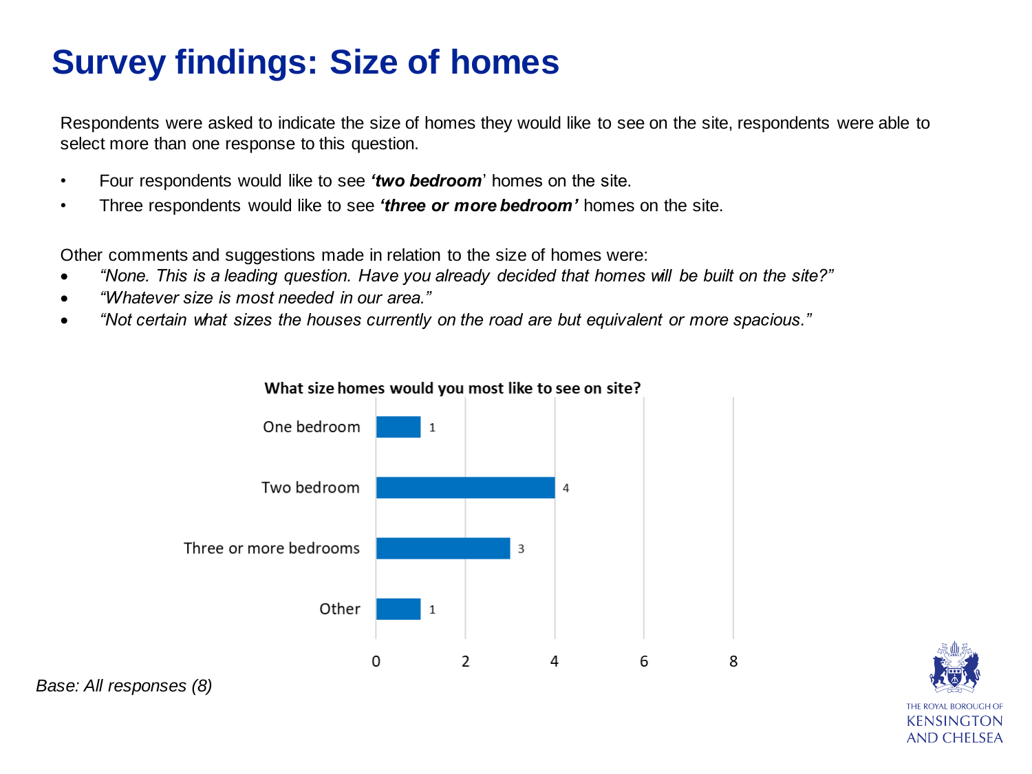# Survey findings: Size of homes

Respondents were asked to indicate the size of homes they would like to see on the site, respondents were able to select more than one response to this question.

- Four respondents would like to see ***'two bedroom'*** homes on the site.
- Three respondents would like to see ***'three or more bedroom'*** homes on the site.

Other comments and suggestions made in relation to the size of homes were:

- *"None. This is a leading question. Have you already decided that homes will be built on the site?"*
- *"Whatever size is most needed in our area."*
- *"Not certain what sizes the houses currently on the road are but equivalent or more spacious."*

**What size homes would you most like to see on site?**

| Size | Responses |
| --- | --- |
| One bedroom | 1 |
| Two bedroom | 4 |
| Three or more bedrooms | 3 |
| Other | 1 |

*Base: All responses (8)*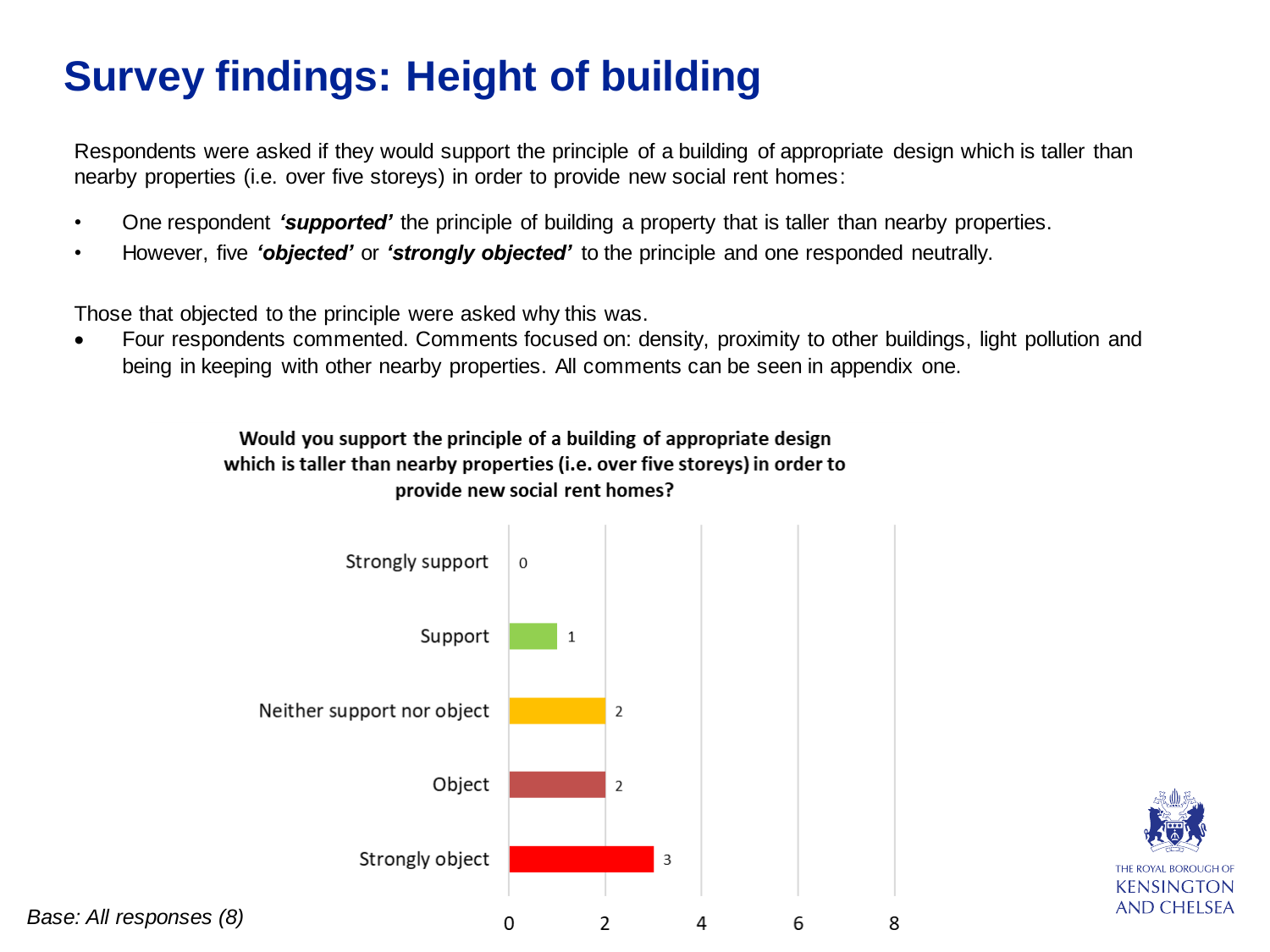# Survey findings: Height of building

Respondents were asked if they would support the principle of a building of appropriate design which is taller than nearby properties (i.e. over five storeys) in order to provide new social rent homes:

- One respondent ***'supported'*** the principle of building a property that is taller than nearby properties.
- However, five ***'objected'*** or ***'strongly objected'*** to the principle and one responded neutrally.

Those that objected to the principle were asked why this was.

- Four respondents commented. Comments focused on: density, proximity to other buildings, light pollution and being in keeping with other nearby properties. All comments can be seen in appendix one.

**Would you support the principle of a building of appropriate design which is taller than nearby properties (i.e. over five storeys) in order to provide new social rent homes?**

| Response | Count |
| --- | --- |
| Strongly support | 0 |
| Support | 1 |
| Neither support nor object | 2 |
| Object | 2 |
| Strongly object | 3 |

*Base: All responses (8)*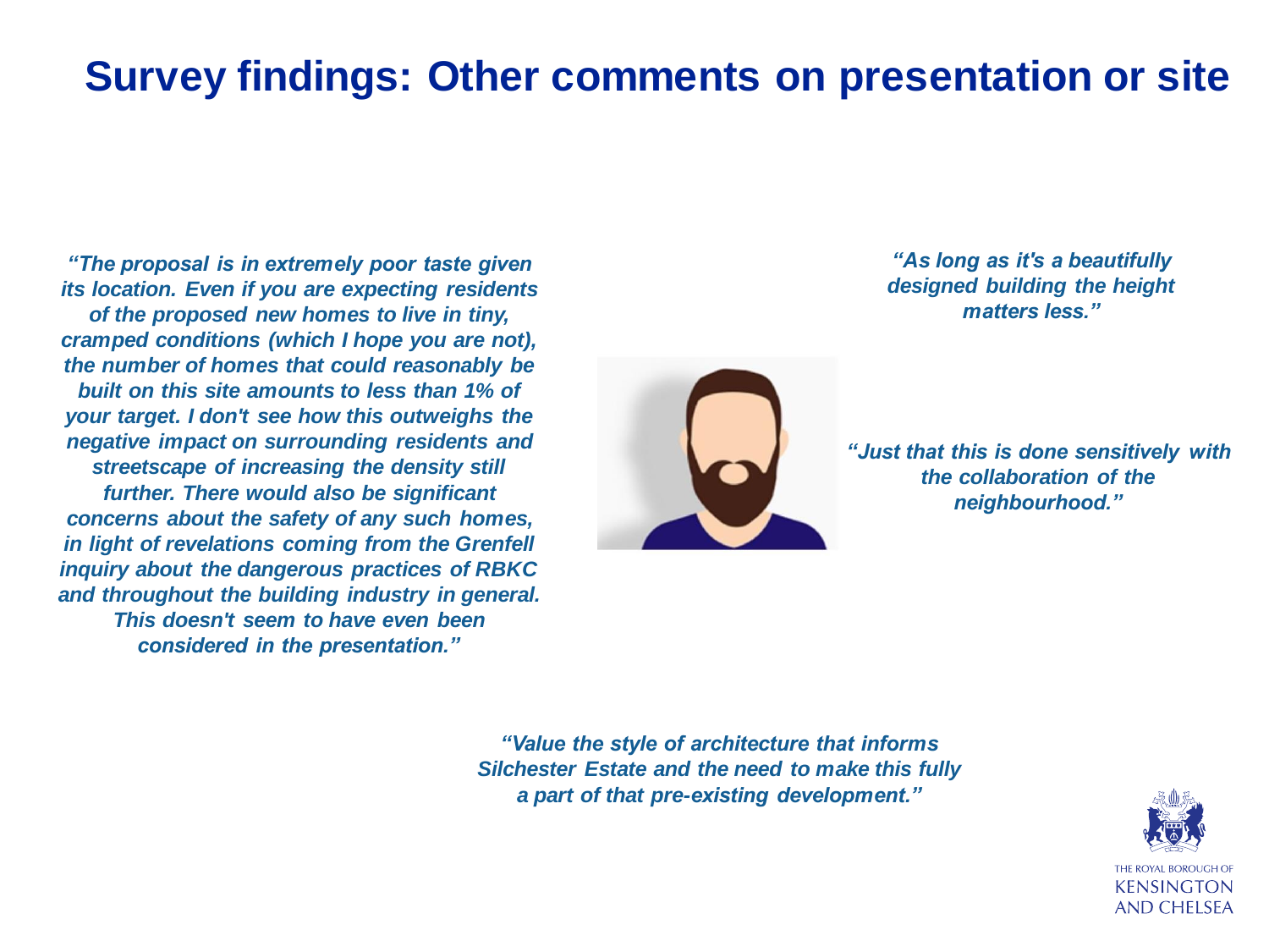# Survey findings: Other comments on presentation or site

*"The proposal is in extremely poor taste given its location. Even if you are expecting residents of the proposed new homes to live in tiny, cramped conditions (which I hope you are not), the number of homes that could reasonably be built on this site amounts to less than 1% of your target. I don't see how this outweighs the negative impact on surrounding residents and streetscape of increasing the density still further. There would also be significant concerns about the safety of any such homes, in light of revelations coming from the Grenfell inquiry about the dangerous practices of RBKC and throughout the building industry in general. This doesn't seem to have even been considered in the presentation."*

*"As long as it's a beautifully designed building the height matters less."*

*"Just that this is done sensitively with the collaboration of the neighbourhood."*

*"Value the style of architecture that informs Silchester Estate and the need to make this fully a part of that pre-existing development."*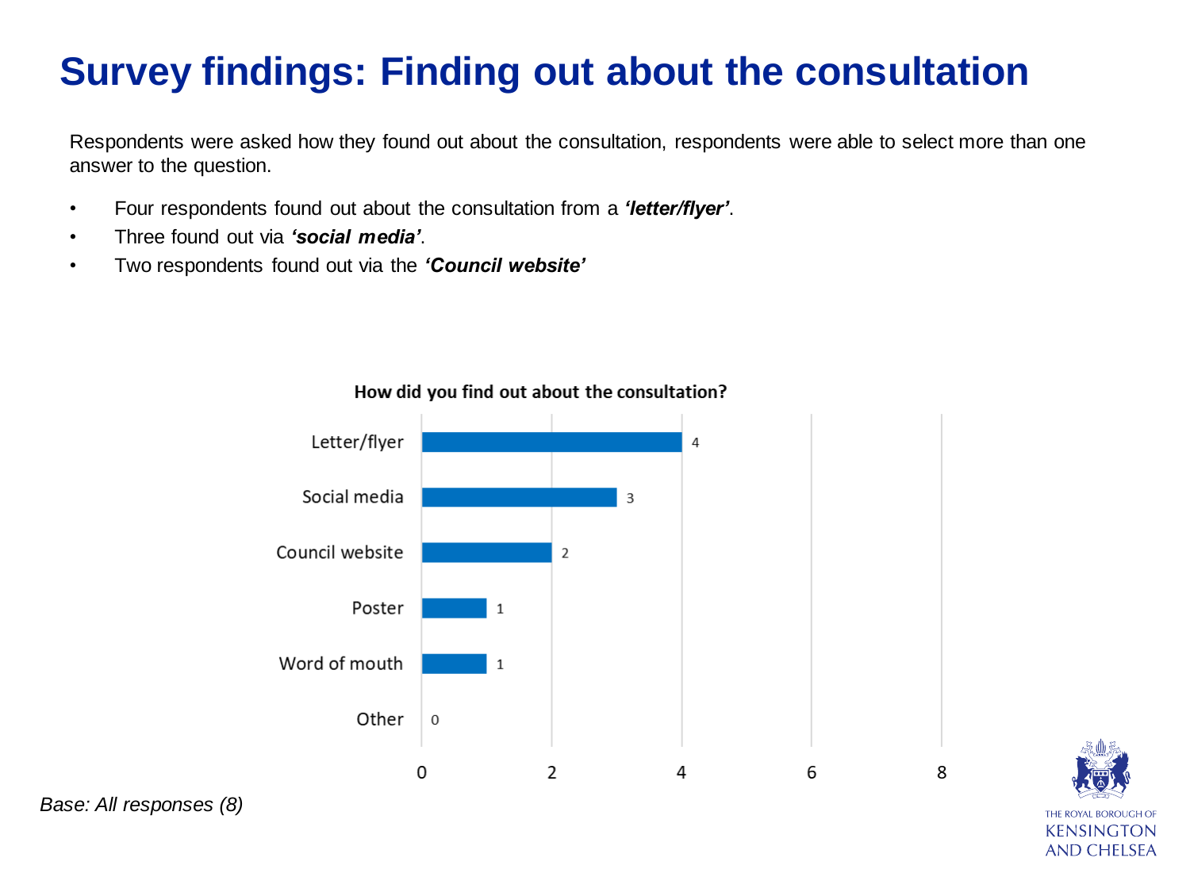# Survey findings: Finding out about the consultation

Respondents were asked how they found out about the consultation, respondents were able to select more than one answer to the question.

- Four respondents found out about the consultation from a ***'letter/flyer'***.
- Three found out via ***'social media'***.
- Two respondents found out via the ***'Council website'***

**How did you find out about the consultation?**

| Response | Count |
| --- | --- |
| Letter/flyer | 4 |
| Social media | 3 |
| Council website | 2 |
| Poster | 1 |
| Word of mouth | 1 |
| Other | 0 |

*Base: All responses (8)*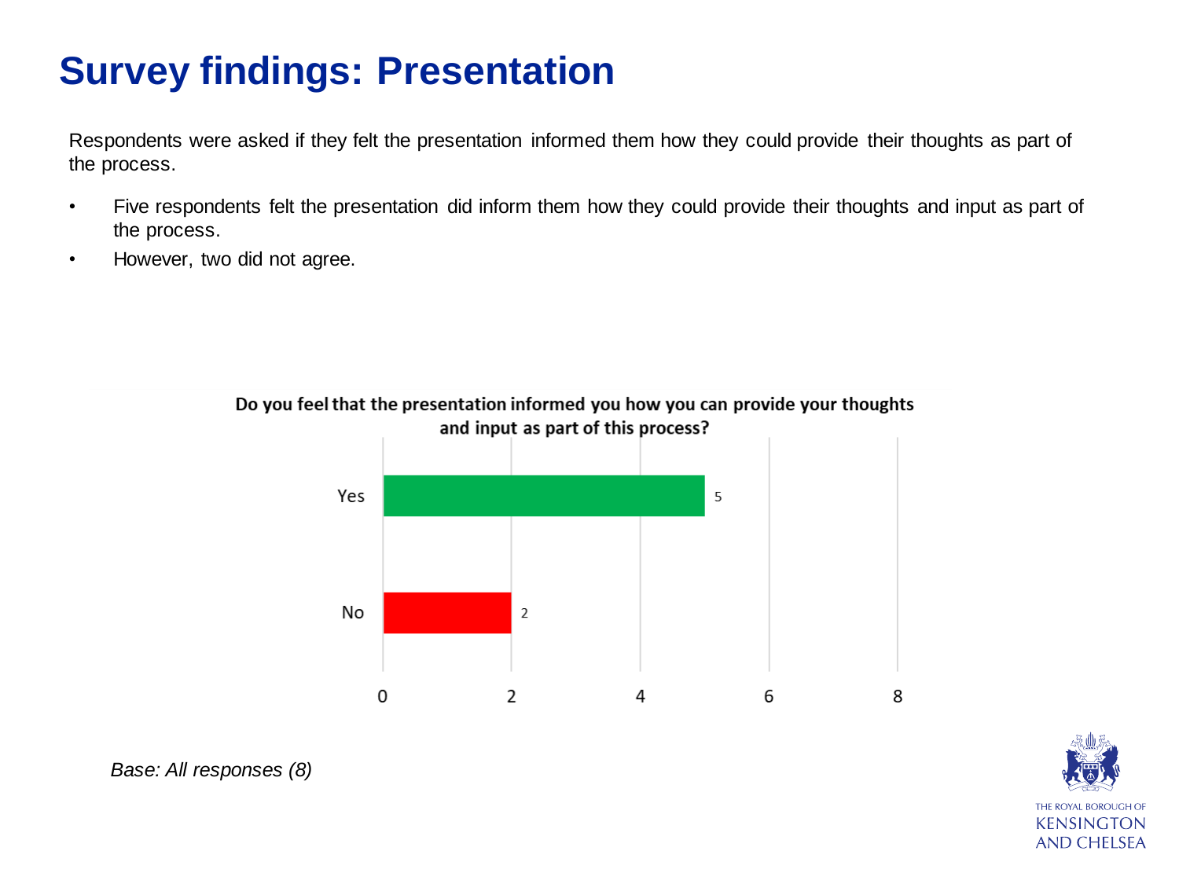# Survey findings: Presentation

Respondents were asked if they felt the presentation informed them how they could provide their thoughts as part of the process.

- Five respondents felt the presentation did inform them how they could provide their thoughts and input as part of the process.
- However, two did not agree.

**Do you feel that the presentation informed you how you can provide your thoughts and input as part of this process?**

| Response | Count |
| --- | --- |
| Yes | 5 |
| No | 2 |

*Base: All responses (8)*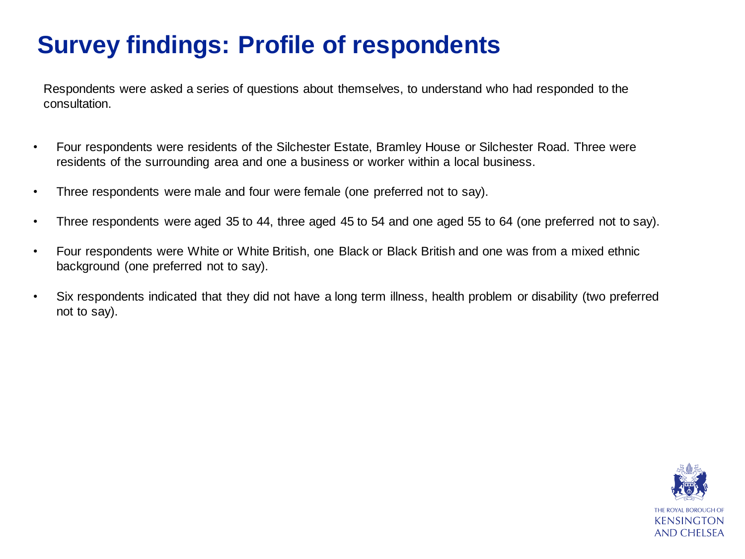# Survey findings: Profile of respondents

Respondents were asked a series of questions about themselves, to understand who had responded to the consultation.

- Four respondents were residents of the Silchester Estate, Bramley House or Silchester Road. Three were residents of the surrounding area and one a business or worker within a local business.
- Three respondents were male and four were female (one preferred not to say).
- Three respondents were aged 35 to 44, three aged 45 to 54 and one aged 55 to 64 (one preferred not to say).
- Four respondents were White or White British, one Black or Black British and one was from a mixed ethnic background (one preferred not to say).
- Six respondents indicated that they did not have a long term illness, health problem or disability (two preferred not to say).

THE ROYAL BOROUGH OF KENSINGTON AND CHELSEA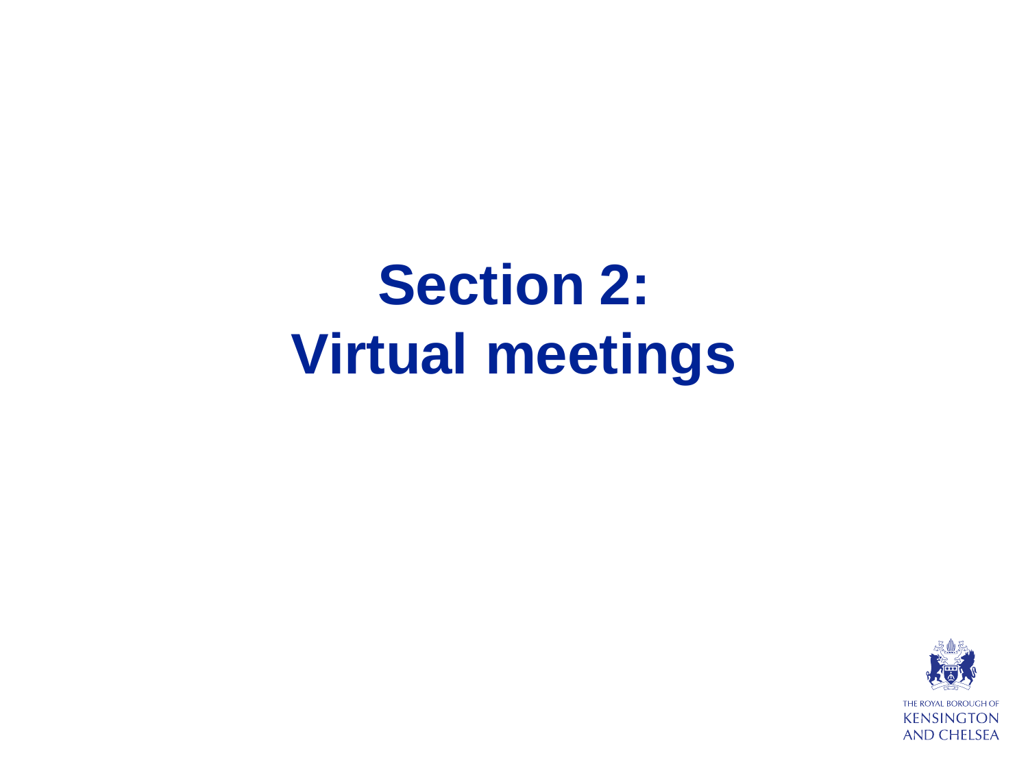# Section 2: Virtual meetings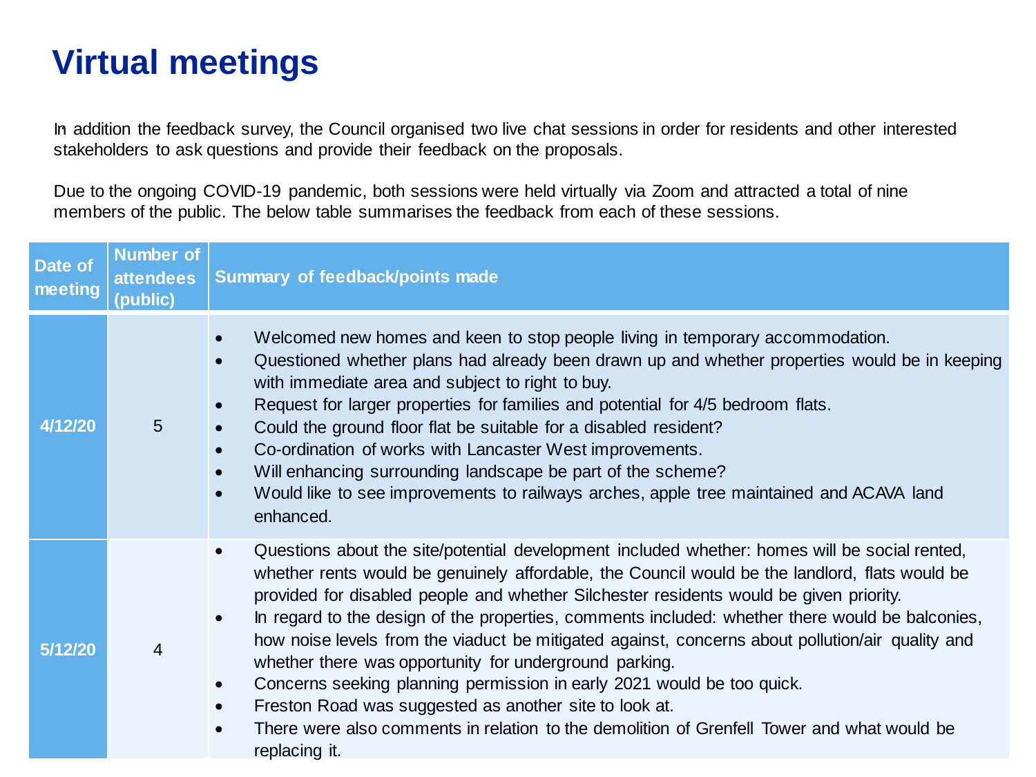# Virtual meetings

In addition the feedback survey, the Council organised two live chat sessions in order for residents and other interested stakeholders to ask questions and provide their feedback on the proposals.

Due to the ongoing COVID-19 pandemic, both sessions were held virtually via Zoom and attracted a total of nine members of the public. The below table summarises the feedback from each of these sessions.

| Date of meeting | Number of attendees (public) | Summary of feedback/points made |
|---|---|---|
| 4/12/20 | 5 | • Welcomed new homes and keen to stop people living in temporary accommodation.<br>• Questioned whether plans had already been drawn up and whether properties would be in keeping with immediate area and subject to right to buy.<br>• Request for larger properties for families and potential for 4/5 bedroom flats.<br>• Could the ground floor flat be suitable for a disabled resident?<br>• Co-ordination of works with Lancaster West improvements.<br>• Will enhancing surrounding landscape be part of the scheme?<br>• Would like to see improvements to railways arches, apple tree maintained and ACAVA land enhanced. |
| 5/12/20 | 4 | • Questions about the site/potential development included whether: homes will be social rented, whether rents would be genuinely affordable, the Council would be the landlord, flats would be provided for disabled people and whether Silchester residents would be given priority.<br>• In regard to the design of the properties, comments included: whether there would be balconies, how noise levels from the viaduct be mitigated against, concerns about pollution/air quality and whether there was opportunity for underground parking.<br>• Concerns seeking planning permission in early 2021 would be too quick.<br>• Freston Road was suggested as another site to look at.<br>• There were also comments in relation to the demolition of Grenfell Tower and what would be replacing it. |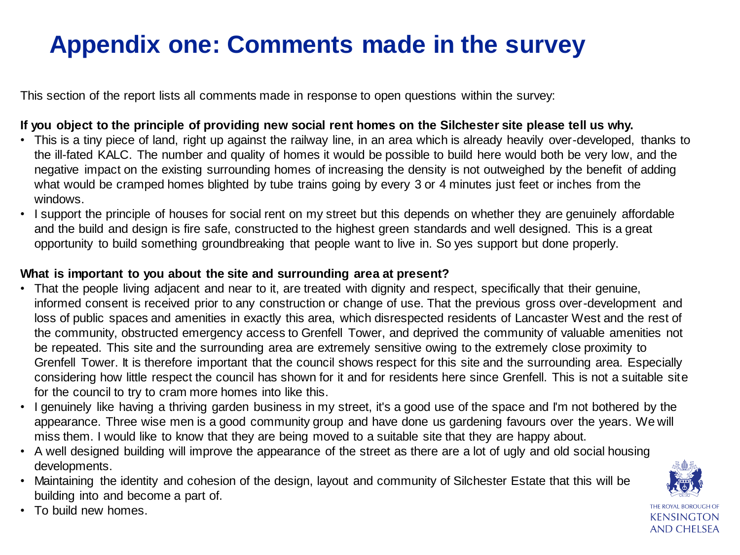# Appendix one: Comments made in the survey

This section of the report lists all comments made in response to open questions within the survey:

**If you object to the principle of providing new social rent homes on the Silchester site please tell us why.**

- This is a tiny piece of land, right up against the railway line, in an area which is already heavily over-developed, thanks to the ill-fated KALC. The number and quality of homes it would be possible to build here would both be very low, and the negative impact on the existing surrounding homes of increasing the density is not outweighed by the benefit of adding what would be cramped homes blighted by tube trains going by every 3 or 4 minutes just feet or inches from the windows.
- I support the principle of houses for social rent on my street but this depends on whether they are genuinely affordable and the build and design is fire safe, constructed to the highest green standards and well designed. This is a great opportunity to build something groundbreaking that people want to live in. So yes support but done properly.

**What is important to you about the site and surrounding area at present?**

- That the people living adjacent and near to it, are treated with dignity and respect, specifically that their genuine, informed consent is received prior to any construction or change of use. That the previous gross over-development and loss of public spaces and amenities in exactly this area, which disrespected residents of Lancaster West and the rest of the community, obstructed emergency access to Grenfell Tower, and deprived the community of valuable amenities not be repeated. This site and the surrounding area are extremely sensitive owing to the extremely close proximity to Grenfell Tower. It is therefore important that the council shows respect for this site and the surrounding area. Especially considering how little respect the council has shown for it and for residents here since Grenfell. This is not a suitable site for the council to try to cram more homes into like this.
- I genuinely like having a thriving garden business in my street, it's a good use of the space and I'm not bothered by the appearance. Three wise men is a good community group and have done us gardening favours over the years. We will miss them. I would like to know that they are being moved to a suitable site that they are happy about.
- A well designed building will improve the appearance of the street as there are a lot of ugly and old social housing developments.
- Maintaining the identity and cohesion of the design, layout and community of Silchester Estate that this will be building into and become a part of.
- To build new homes.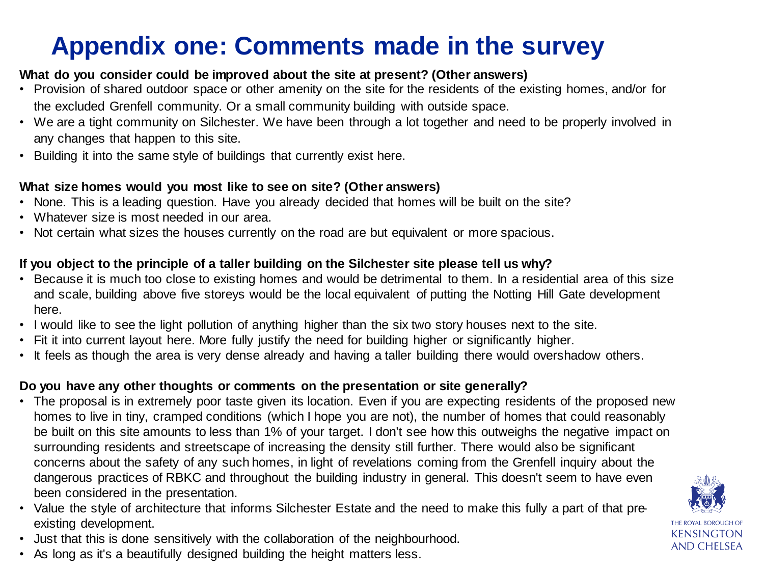# Appendix one: Comments made in the survey

**What do you consider could be improved about the site at present? (Other answers)**

- Provision of shared outdoor space or other amenity on the site for the residents of the existing homes, and/or for the excluded Grenfell community. Or a small community building with outside space.
- We are a tight community on Silchester. We have been through a lot together and need to be properly involved in any changes that happen to this site.
- Building it into the same style of buildings that currently exist here.

**What size homes would you most like to see on site? (Other answers)**

- None. This is a leading question. Have you already decided that homes will be built on the site?
- Whatever size is most needed in our area.
- Not certain what sizes the houses currently on the road are but equivalent or more spacious.

**If you object to the principle of a taller building on the Silchester site please tell us why?**

- Because it is much too close to existing homes and would be detrimental to them. In a residential area of this size and scale, building above five storeys would be the local equivalent of putting the Notting Hill Gate development here.
- I would like to see the light pollution of anything higher than the six two story houses next to the site.
- Fit it into current layout here. More fully justify the need for building higher or significantly higher.
- It feels as though the area is very dense already and having a taller building there would overshadow others.

**Do you have any other thoughts or comments on the presentation or site generally?**

- The proposal is in extremely poor taste given its location. Even if you are expecting residents of the proposed new homes to live in tiny, cramped conditions (which I hope you are not), the number of homes that could reasonably be built on this site amounts to less than 1% of your target. I don't see how this outweighs the negative impact on surrounding residents and streetscape of increasing the density still further. There would also be significant concerns about the safety of any such homes, in light of revelations coming from the Grenfell inquiry about the dangerous practices of RBKC and throughout the building industry in general. This doesn't seem to have even been considered in the presentation.
- Value the style of architecture that informs Silchester Estate and the need to make this fully a part of that pre-existing development.
- Just that this is done sensitively with the collaboration of the neighbourhood.
- As long as it's a beautifully designed building the height matters less.

THE ROYAL BOROUGH OF KENSINGTON AND CHELSEA